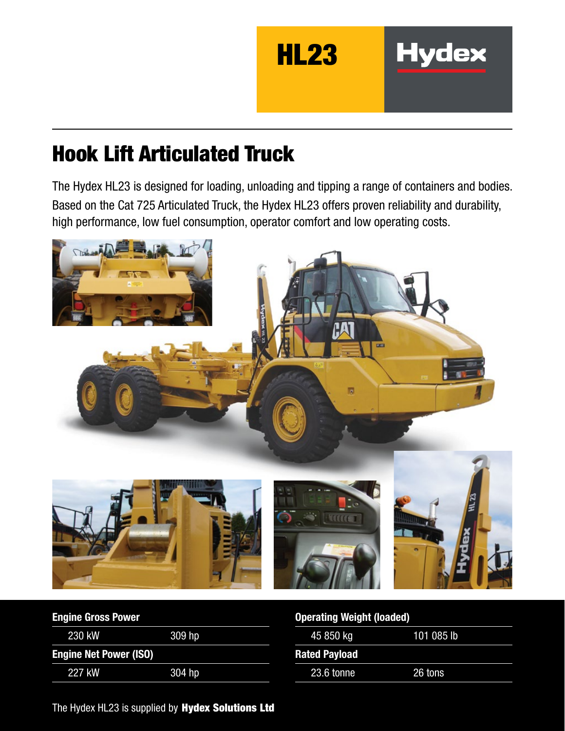# HL23

**Hydex**

## Hook Lift Articulated Truck

The Hydex HL23 is designed for loading, unloading and tipping a range of containers and bodies. Based on the Cat 725 Articulated Truck, the Hydex HL23 offers proven reliability and durability, high performance, low fuel consumption, operator comfort and low operating costs.

| Engine Gross Power | |
|---|---|
| 230 kW | 309 hp |
| **Engine Net Power (ISO)** | |
| 227 kW | 304 hp |

| Operating Weight (loaded) | |
|---|---|
| 45 850 kg | 101 085 lb |
| **Rated Payload** | |
| 23.6 tonne | 26 tons |

The Hydex HL23 is supplied by **Hydex Solutions Ltd**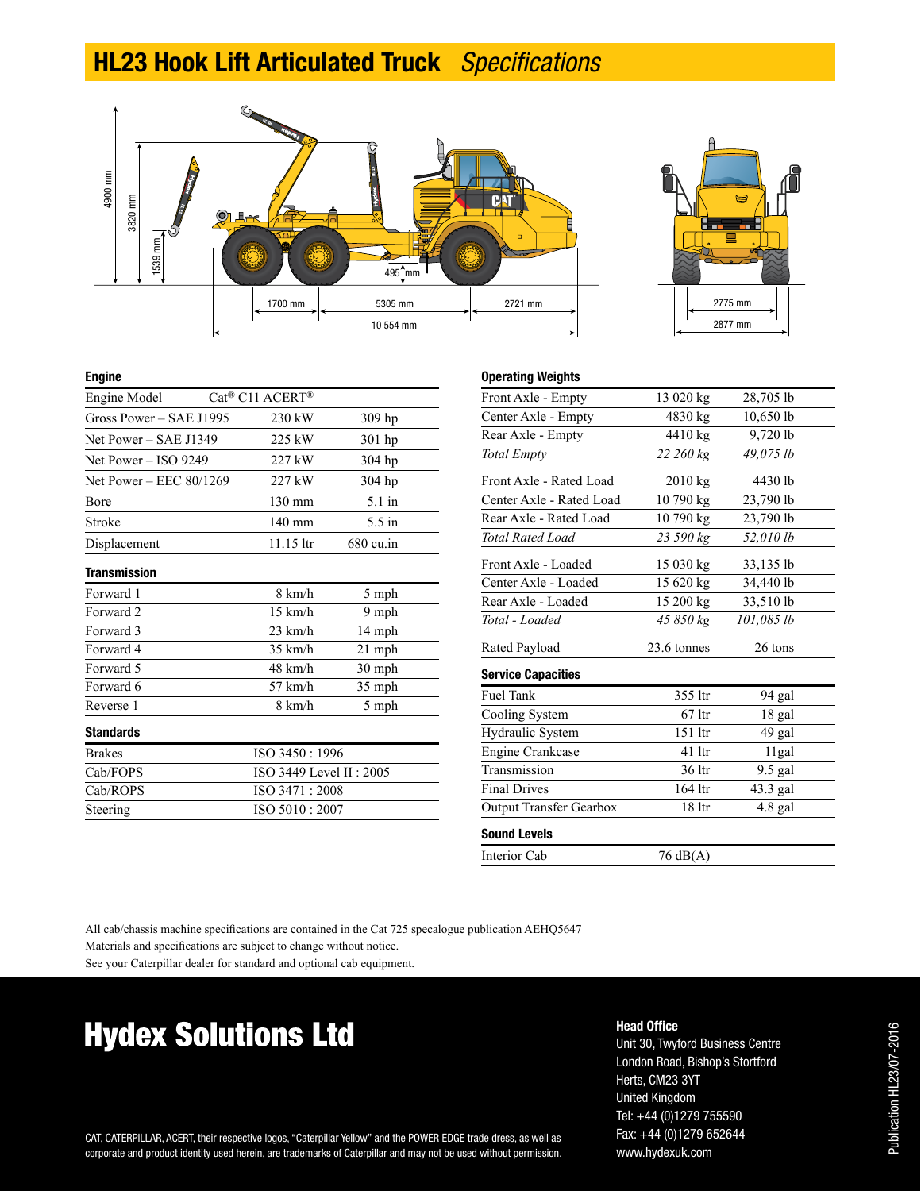# HL23 Hook Lift Articulated Truck *Specifications*

4900 mm
3820 mm
1539 mm
495 mm
1700 mm
5305 mm
2721 mm
10 554 mm
2775 mm
2877 mm

### Engine

| | | |
|---|---|---|
| Engine Model | Cat® C11 ACERT® | |
| Gross Power – SAE J1995 | 230 kW | 309 hp |
| Net Power – SAE J1349 | 225 kW | 301 hp |
| Net Power – ISO 9249 | 227 kW | 304 hp |
| Net Power – EEC 80/1269 | 227 kW | 304 hp |
| Bore | 130 mm | 5.1 in |
| Stroke | 140 mm | 5.5 in |
| Displacement | 11.15 ltr | 680 cu.in |

### Transmission

| | | |
|---|---|---|
| Forward 1 | 8 km/h | 5 mph |
| Forward 2 | 15 km/h | 9 mph |
| Forward 3 | 23 km/h | 14 mph |
| Forward 4 | 35 km/h | 21 mph |
| Forward 5 | 48 km/h | 30 mph |
| Forward 6 | 57 km/h | 35 mph |
| Reverse 1 | 8 km/h | 5 mph |

### Standards

| | |
|---|---|
| Brakes | ISO 3450 : 1996 |
| Cab/FOPS | ISO 3449 Level II : 2005 |
| Cab/ROPS | ISO 3471 : 2008 |
| Steering | ISO 5010 : 2007 |

### Operating Weights

| | | |
|---|---|---|
| Front Axle - Empty | 13 020 kg | 28,705 lb |
| Center Axle - Empty | 4830 kg | 10,650 lb |
| Rear Axle - Empty | 4410 kg | 9,720 lb |
| *Total Empty* | *22 260 kg* | *49,075 lb* |
| Front Axle - Rated Load | 2010 kg | 4430 lb |
| Center Axle - Rated Load | 10 790 kg | 23,790 lb |
| Rear Axle - Rated Load | 10 790 kg | 23,790 lb |
| *Total Rated Load* | *23 590 kg* | *52,010 lb* |
| Front Axle - Loaded | 15 030 kg | 33,135 lb |
| Center Axle - Loaded | 15 620 kg | 34,440 lb |
| Rear Axle - Loaded | 15 200 kg | 33,510 lb |
| *Total - Loaded* | *45 850 kg* | *101,085 lb* |
| Rated Payload | 23.6 tonnes | 26 tons |

### Service Capacities

| | | |
|---|---|---|
| Fuel Tank | 355 ltr | 94 gal |
| Cooling System | 67 ltr | 18 gal |
| Hydraulic System | 151 ltr | 49 gal |
| Engine Crankcase | 41 ltr | 11gal |
| Transmission | 36 ltr | 9.5 gal |
| Final Drives | 164 ltr | 43.3 gal |
| Output Transfer Gearbox | 18 ltr | 4.8 gal |

### Sound Levels

| | |
|---|---|
| Interior Cab | 76 dB(A) |

All cab/chassis machine specifications are contained in the Cat 725 specalogue publication AEHQ5647
Materials and specifications are subject to change without notice.
See your Caterpillar dealer for standard and optional cab equipment.

# Hydex Solutions Ltd

CAT, CATERPILLAR, ACERT, their respective logos, "Caterpillar Yellow" and the POWER EDGE trade dress, as well as corporate and product identity used herein, are trademarks of Caterpillar and may not be used without permission.

**Head Office**
Unit 30, Twyford Business Centre
London Road, Bishop's Stortford
Herts, CM23 3YT
United Kingdom
Tel: +44 (0)1279 755590
Fax: +44 (0)1279 652644
www.hydexuk.com

Publication HL23/07-2016